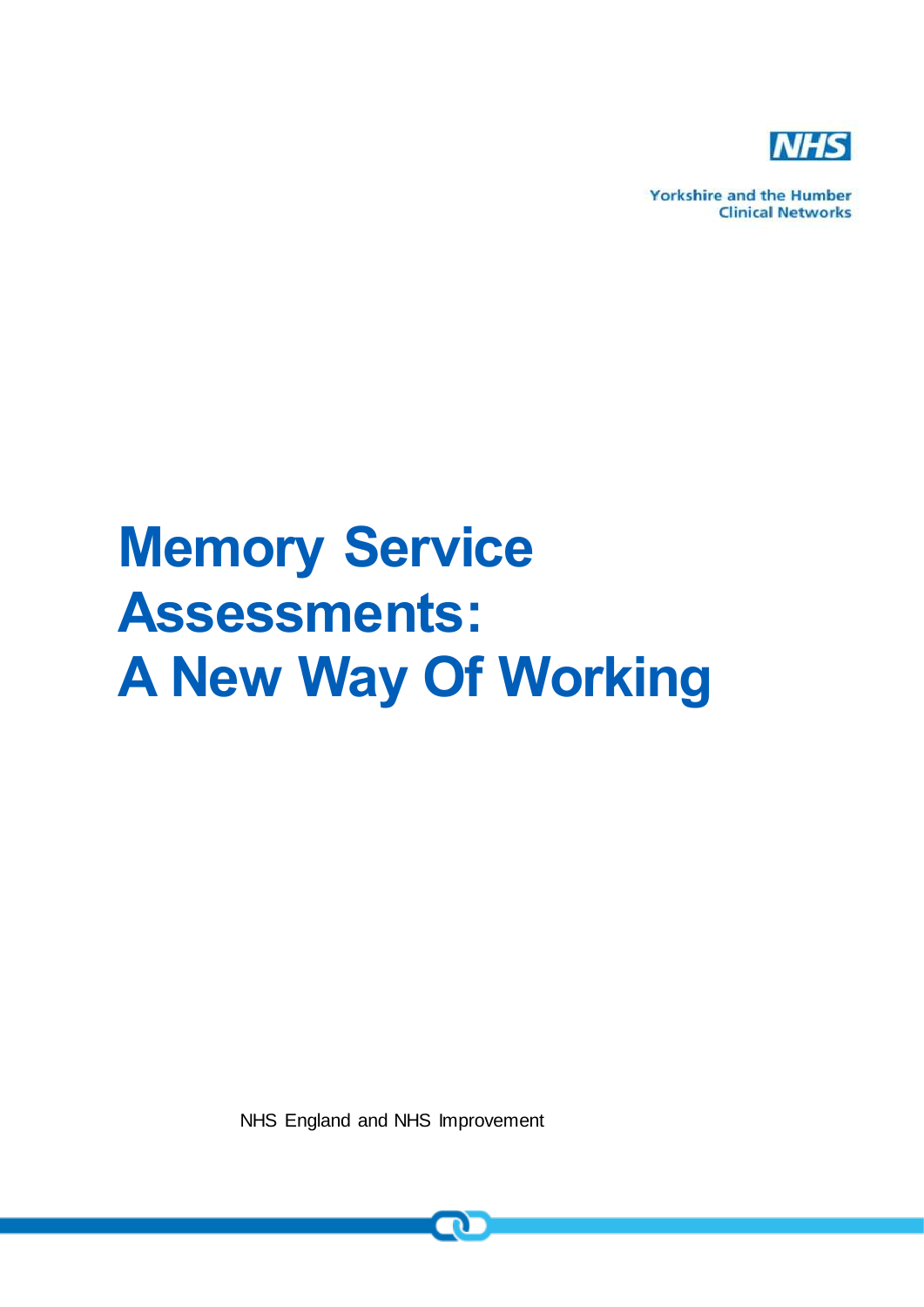NHS

Yorkshire and the Humber
Clinical Networks

# Memory Service Assessments: A New Way Of Working

NHS England and NHS Improvement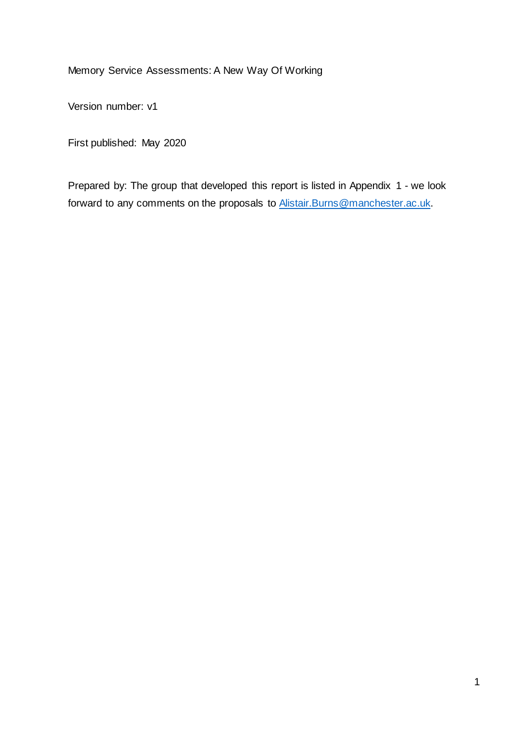Memory Service Assessments: A New Way Of Working

Version number: v1

First published: May 2020

Prepared by: The group that developed this report is listed in Appendix 1 - we look forward to any comments on the proposals to [Alistair.Burns@manchester.ac.uk](mailto:Alistair.Burns@manchester.ac.uk).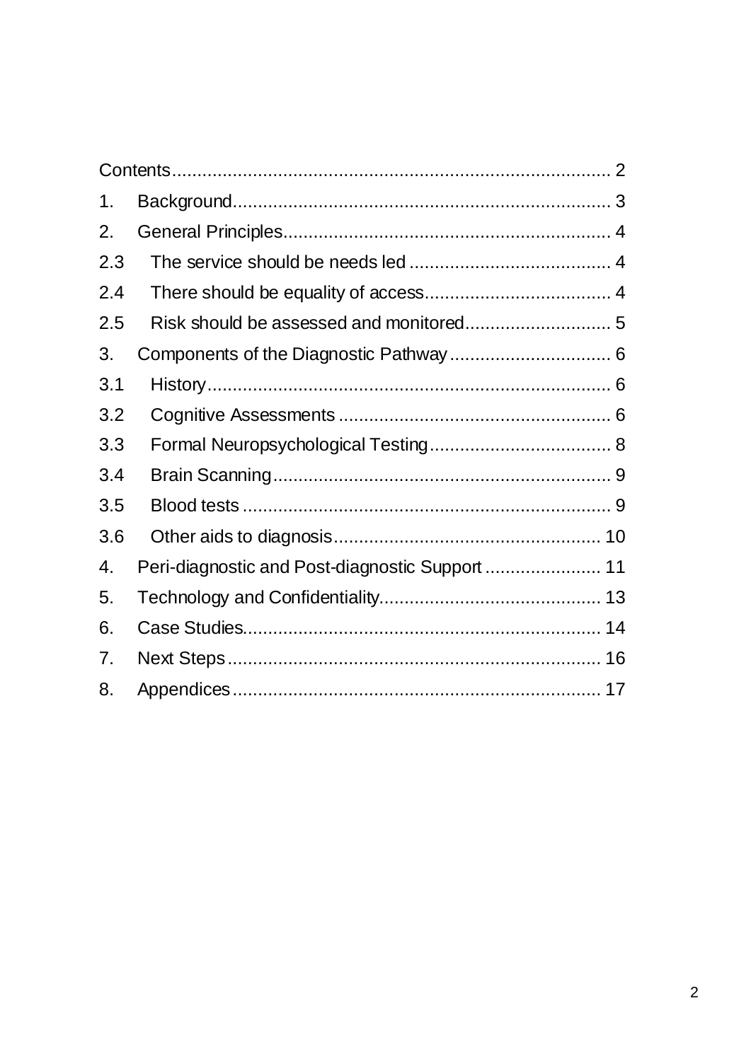Contents .......................................................................................... 2

1. Background ........................................................................... 3
2. General Principles ................................................................. 4
   - 2.3 The service should be needs led ........................................ 4
   - 2.4 There should be equality of access ..................................... 4
   - 2.5 Risk should be assessed and monitored ............................. 5
3. Components of the Diagnostic Pathway ................................ 6
   - 3.1 History ................................................................................ 6
   - 3.2 Cognitive Assessments ...................................................... 6
   - 3.3 Formal Neuropsychological Testing .................................... 8
   - 3.4 Brain Scanning ................................................................... 9
   - 3.5 Blood tests .......................................................................... 9
   - 3.6 Other aids to diagnosis ..................................................... 10
4. Peri-diagnostic and Post-diagnostic Support ....................... 11
5. Technology and Confidentiality ............................................ 13
6. Case Studies ....................................................................... 14
7. Next Steps .......................................................................... 16
8. Appendices ......................................................................... 17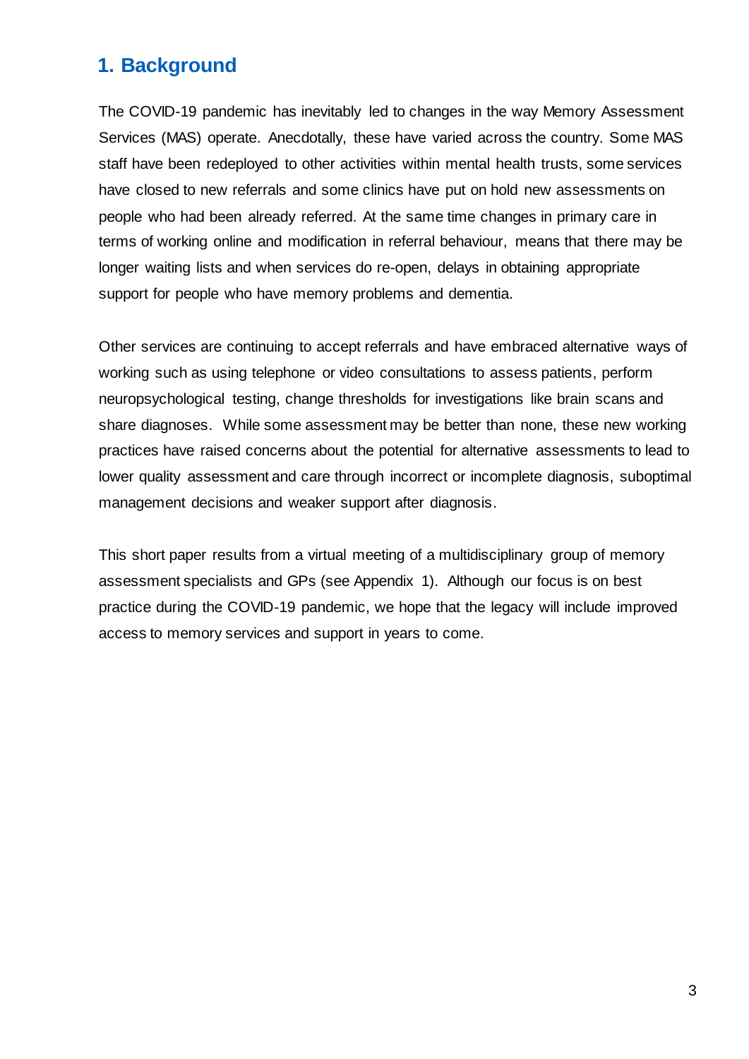## 1. Background

The COVID-19 pandemic has inevitably led to changes in the way Memory Assessment Services (MAS) operate. Anecdotally, these have varied across the country. Some MAS staff have been redeployed to other activities within mental health trusts, some services have closed to new referrals and some clinics have put on hold new assessments on people who had been already referred. At the same time changes in primary care in terms of working online and modification in referral behaviour, means that there may be longer waiting lists and when services do re-open, delays in obtaining appropriate support for people who have memory problems and dementia.

Other services are continuing to accept referrals and have embraced alternative ways of working such as using telephone or video consultations to assess patients, perform neuropsychological testing, change thresholds for investigations like brain scans and share diagnoses. While some assessment may be better than none, these new working practices have raised concerns about the potential for alternative assessments to lead to lower quality assessment and care through incorrect or incomplete diagnosis, suboptimal management decisions and weaker support after diagnosis.

This short paper results from a virtual meeting of a multidisciplinary group of memory assessment specialists and GPs (see Appendix 1). Although our focus is on best practice during the COVID-19 pandemic, we hope that the legacy will include improved access to memory services and support in years to come.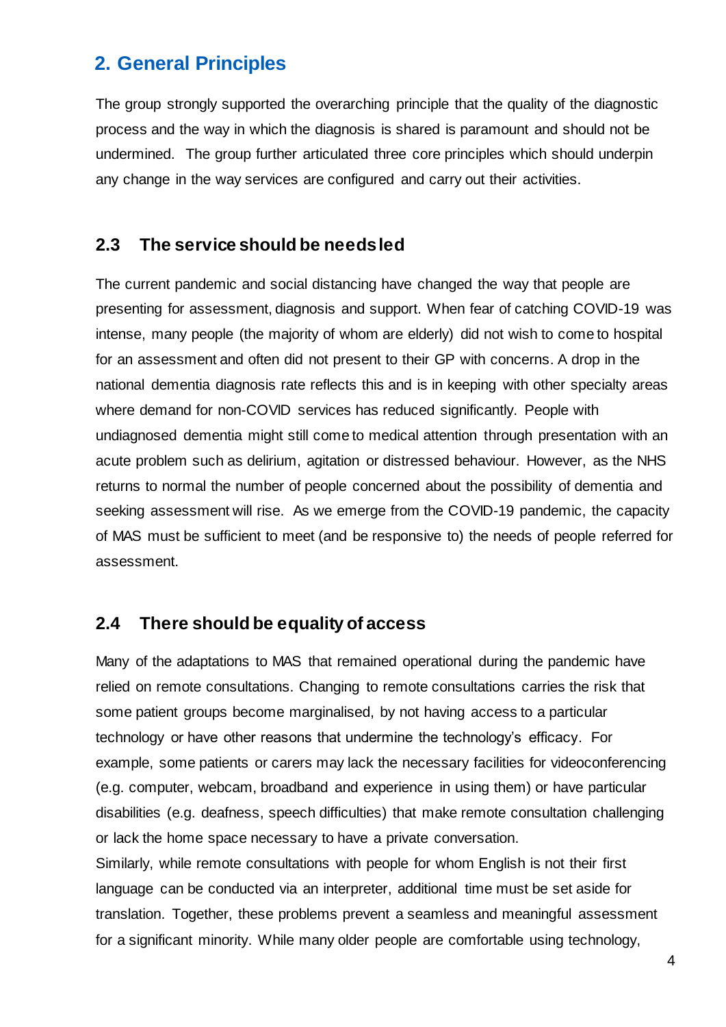## 2. General Principles

The group strongly supported the overarching principle that the quality of the diagnostic process and the way in which the diagnosis is shared is paramount and should not be undermined. The group further articulated three core principles which should underpin any change in the way services are configured and carry out their activities.

### 2.3 The service should be needs led

The current pandemic and social distancing have changed the way that people are presenting for assessment, diagnosis and support. When fear of catching COVID-19 was intense, many people (the majority of whom are elderly) did not wish to come to hospital for an assessment and often did not present to their GP with concerns. A drop in the national dementia diagnosis rate reflects this and is in keeping with other specialty areas where demand for non-COVID services has reduced significantly. People with undiagnosed dementia might still come to medical attention through presentation with an acute problem such as delirium, agitation or distressed behaviour. However, as the NHS returns to normal the number of people concerned about the possibility of dementia and seeking assessment will rise. As we emerge from the COVID-19 pandemic, the capacity of MAS must be sufficient to meet (and be responsive to) the needs of people referred for assessment.

### 2.4 There should be equality of access

Many of the adaptations to MAS that remained operational during the pandemic have relied on remote consultations. Changing to remote consultations carries the risk that some patient groups become marginalised, by not having access to a particular technology or have other reasons that undermine the technology's efficacy. For example, some patients or carers may lack the necessary facilities for videoconferencing (e.g. computer, webcam, broadband and experience in using them) or have particular disabilities (e.g. deafness, speech difficulties) that make remote consultation challenging or lack the home space necessary to have a private conversation.

Similarly, while remote consultations with people for whom English is not their first language can be conducted via an interpreter, additional time must be set aside for translation. Together, these problems prevent a seamless and meaningful assessment for a significant minority. While many older people are comfortable using technology,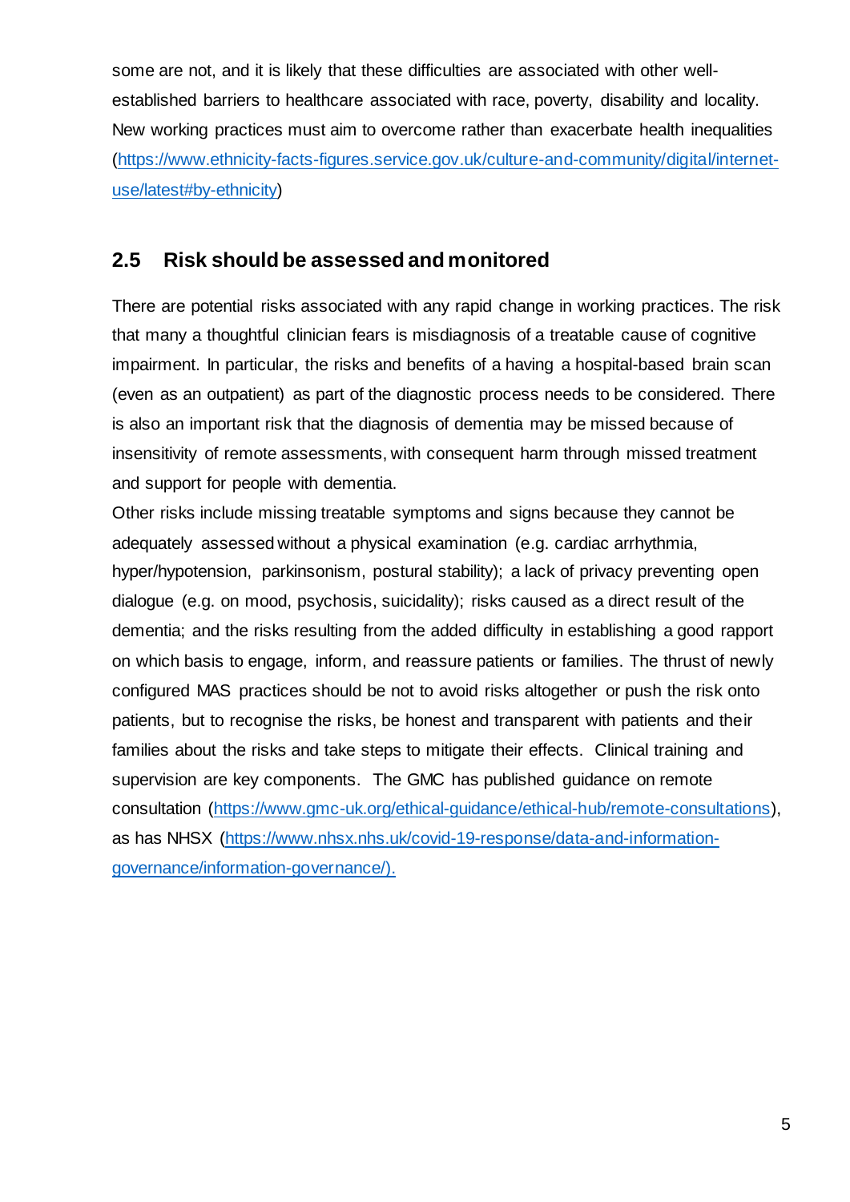some are not, and it is likely that these difficulties are associated with other well-established barriers to healthcare associated with race, poverty, disability and locality. New working practices must aim to overcome rather than exacerbate health inequalities (https://www.ethnicity-facts-figures.service.gov.uk/culture-and-community/digital/internet-use/latest#by-ethnicity)

## 2.5 Risk should be assessed and monitored

There are potential risks associated with any rapid change in working practices. The risk that many a thoughtful clinician fears is misdiagnosis of a treatable cause of cognitive impairment. In particular, the risks and benefits of a having a hospital-based brain scan (even as an outpatient) as part of the diagnostic process needs to be considered. There is also an important risk that the diagnosis of dementia may be missed because of insensitivity of remote assessments, with consequent harm through missed treatment and support for people with dementia.

Other risks include missing treatable symptoms and signs because they cannot be adequately assessed without a physical examination (e.g. cardiac arrhythmia, hyper/hypotension, parkinsonism, postural stability); a lack of privacy preventing open dialogue (e.g. on mood, psychosis, suicidality); risks caused as a direct result of the dementia; and the risks resulting from the added difficulty in establishing a good rapport on which basis to engage, inform, and reassure patients or families. The thrust of newly configured MAS practices should be not to avoid risks altogether or push the risk onto patients, but to recognise the risks, be honest and transparent with patients and their families about the risks and take steps to mitigate their effects. Clinical training and supervision are key components. The GMC has published guidance on remote consultation (https://www.gmc-uk.org/ethical-guidance/ethical-hub/remote-consultations), as has NHSX (https://www.nhsx.nhs.uk/covid-19-response/data-and-information-governance/information-governance/).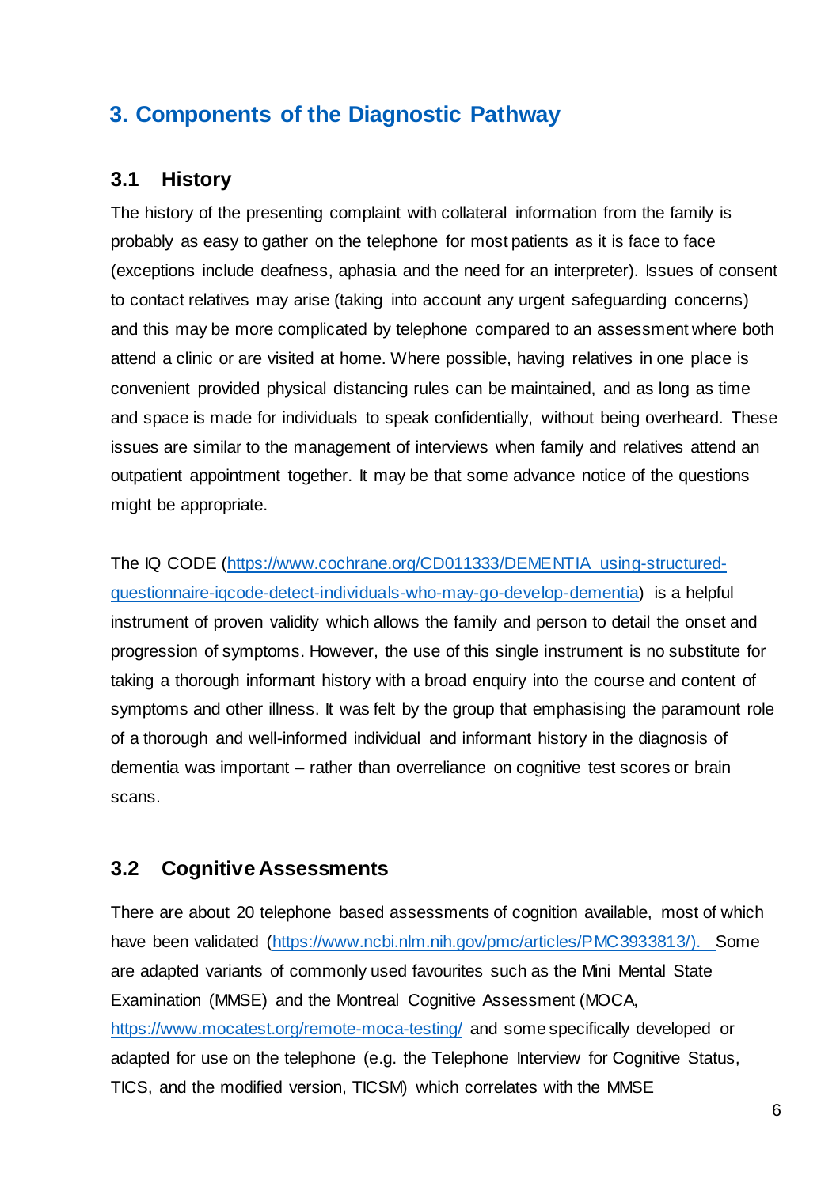## 3. Components of the Diagnostic Pathway

### 3.1 History

The history of the presenting complaint with collateral information from the family is probably as easy to gather on the telephone for most patients as it is face to face (exceptions include deafness, aphasia and the need for an interpreter). Issues of consent to contact relatives may arise (taking into account any urgent safeguarding concerns) and this may be more complicated by telephone compared to an assessment where both attend a clinic or are visited at home. Where possible, having relatives in one place is convenient provided physical distancing rules can be maintained, and as long as time and space is made for individuals to speak confidentially, without being overheard. These issues are similar to the management of interviews when family and relatives attend an outpatient appointment together. It may be that some advance notice of the questions might be appropriate.

The IQ CODE (https://www.cochrane.org/CD011333/DEMENTIA_using-structured-questionnaire-iqcode-detect-individuals-who-may-go-develop-dementia) is a helpful instrument of proven validity which allows the family and person to detail the onset and progression of symptoms. However, the use of this single instrument is no substitute for taking a thorough informant history with a broad enquiry into the course and content of symptoms and other illness. It was felt by the group that emphasising the paramount role of a thorough and well-informed individual and informant history in the diagnosis of dementia was important – rather than overreliance on cognitive test scores or brain scans.

### 3.2 Cognitive Assessments

There are about 20 telephone based assessments of cognition available, most of which have been validated (https://www.ncbi.nlm.nih.gov/pmc/articles/PMC3933813/). Some are adapted variants of commonly used favourites such as the Mini Mental State Examination (MMSE) and the Montreal Cognitive Assessment (MOCA, https://www.mocatest.org/remote-moca-testing/ and some specifically developed or adapted for use on the telephone (e.g. the Telephone Interview for Cognitive Status, TICS, and the modified version, TICSM) which correlates with the MMSE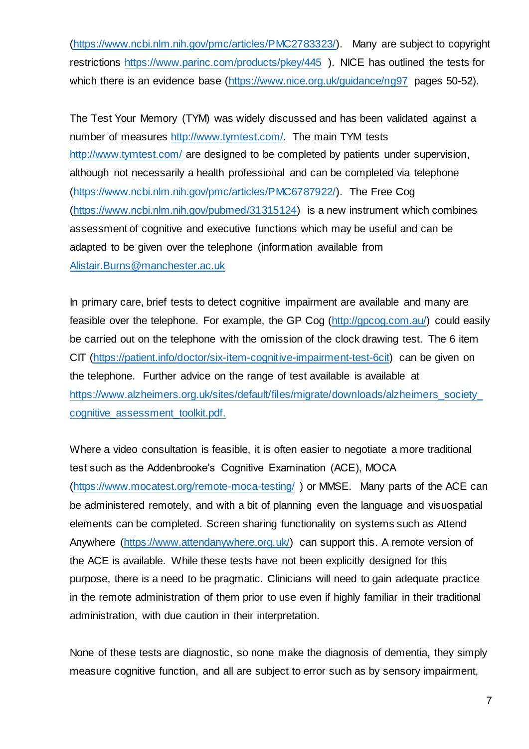(https://www.ncbi.nlm.nih.gov/pmc/articles/PMC2783323/). Many are subject to copyright restrictions https://www.parinc.com/products/pkey/445 ). NICE has outlined the tests for which there is an evidence base (https://www.nice.org.uk/guidance/ng97 pages 50-52).

The Test Your Memory (TYM) was widely discussed and has been validated against a number of measures http://www.tymtest.com/. The main TYM tests http://www.tymtest.com/ are designed to be completed by patients under supervision, although not necessarily a health professional and can be completed via telephone (https://www.ncbi.nlm.nih.gov/pmc/articles/PMC6787922/). The Free Cog (https://www.ncbi.nlm.nih.gov/pubmed/31315124) is a new instrument which combines assessment of cognitive and executive functions which may be useful and can be adapted to be given over the telephone (information available from Alistair.Burns@manchester.ac.uk

In primary care, brief tests to detect cognitive impairment are available and many are feasible over the telephone. For example, the GP Cog (http://gpcog.com.au/) could easily be carried out on the telephone with the omission of the clock drawing test. The 6 item CIT (https://patient.info/doctor/six-item-cognitive-impairment-test-6cit) can be given on the telephone. Further advice on the range of test available is available at https://www.alzheimers.org.uk/sites/default/files/migrate/downloads/alzheimers_society_cognitive_assessment_toolkit.pdf.

Where a video consultation is feasible, it is often easier to negotiate a more traditional test such as the Addenbrooke's Cognitive Examination (ACE), MOCA (https://www.mocatest.org/remote-moca-testing/ ) or MMSE. Many parts of the ACE can be administered remotely, and with a bit of planning even the language and visuospatial elements can be completed. Screen sharing functionality on systems such as Attend Anywhere (https://www.attendanywhere.org.uk/) can support this. A remote version of the ACE is available. While these tests have not been explicitly designed for this purpose, there is a need to be pragmatic. Clinicians will need to gain adequate practice in the remote administration of them prior to use even if highly familiar in their traditional administration, with due caution in their interpretation.

None of these tests are diagnostic, so none make the diagnosis of dementia, they simply measure cognitive function, and all are subject to error such as by sensory impairment,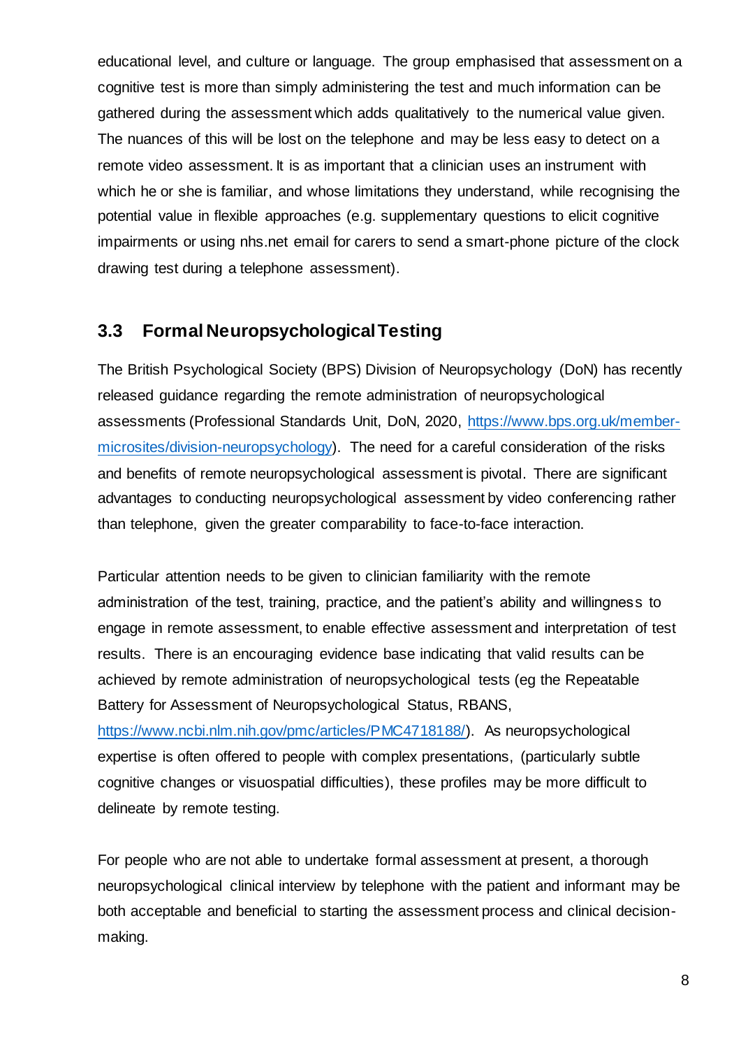educational level, and culture or language. The group emphasised that assessment on a cognitive test is more than simply administering the test and much information can be gathered during the assessment which adds qualitatively to the numerical value given. The nuances of this will be lost on the telephone and may be less easy to detect on a remote video assessment. It is as important that a clinician uses an instrument with which he or she is familiar, and whose limitations they understand, while recognising the potential value in flexible approaches (e.g. supplementary questions to elicit cognitive impairments or using nhs.net email for carers to send a smart-phone picture of the clock drawing test during a telephone assessment).

## 3.3 Formal Neuropsychological Testing

The British Psychological Society (BPS) Division of Neuropsychology (DoN) has recently released guidance regarding the remote administration of neuropsychological assessments (Professional Standards Unit, DoN, 2020, https://www.bps.org.uk/member-microsites/division-neuropsychology). The need for a careful consideration of the risks and benefits of remote neuropsychological assessment is pivotal. There are significant advantages to conducting neuropsychological assessment by video conferencing rather than telephone, given the greater comparability to face-to-face interaction.

Particular attention needs to be given to clinician familiarity with the remote administration of the test, training, practice, and the patient's ability and willingness to engage in remote assessment, to enable effective assessment and interpretation of test results. There is an encouraging evidence base indicating that valid results can be achieved by remote administration of neuropsychological tests (eg the Repeatable Battery for Assessment of Neuropsychological Status, RBANS, https://www.ncbi.nlm.nih.gov/pmc/articles/PMC4718188/). As neuropsychological expertise is often offered to people with complex presentations, (particularly subtle cognitive changes or visuospatial difficulties), these profiles may be more difficult to delineate by remote testing.

For people who are not able to undertake formal assessment at present, a thorough neuropsychological clinical interview by telephone with the patient and informant may be both acceptable and beneficial to starting the assessment process and clinical decision-making.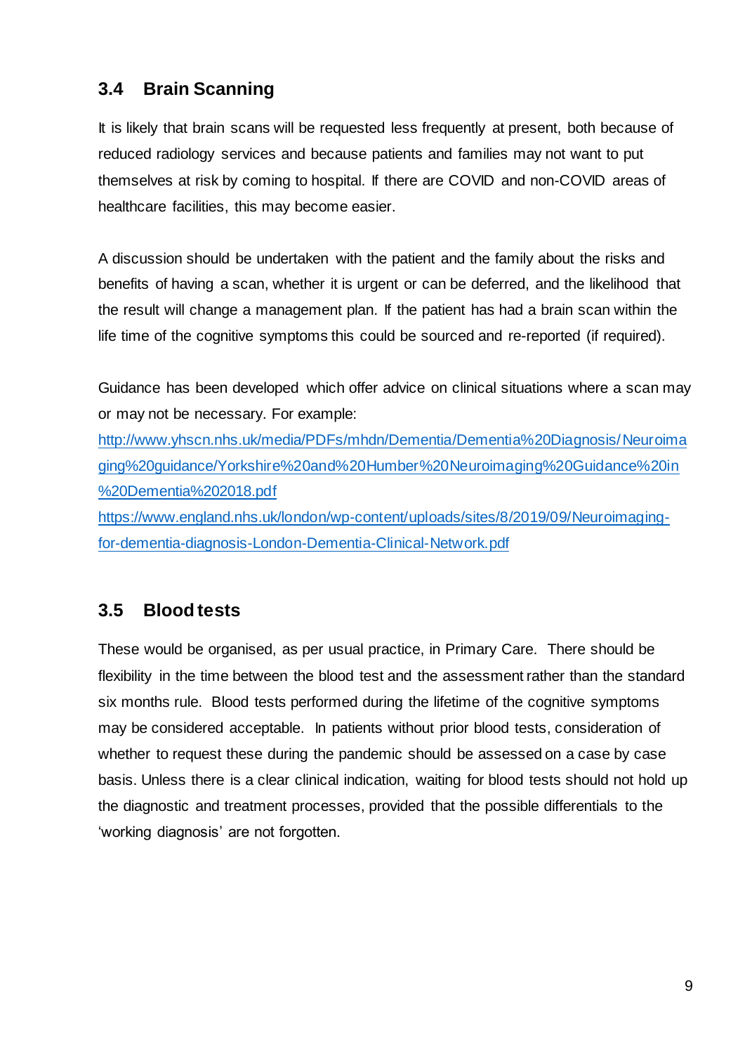## 3.4 Brain Scanning

It is likely that brain scans will be requested less frequently at present, both because of reduced radiology services and because patients and families may not want to put themselves at risk by coming to hospital. If there are COVID and non-COVID areas of healthcare facilities, this may become easier.

A discussion should be undertaken with the patient and the family about the risks and benefits of having a scan, whether it is urgent or can be deferred, and the likelihood that the result will change a management plan. If the patient has had a brain scan within the life time of the cognitive symptoms this could be sourced and re-reported (if required).

Guidance has been developed which offer advice on clinical situations where a scan may or may not be necessary. For example:
http://www.yhscn.nhs.uk/media/PDFs/mhdn/Dementia/Dementia%20Diagnosis/Neuroimaging%20guidance/Yorkshire%20and%20Humber%20Neuroimaging%20Guidance%20in%20Dementia%202018.pdf
https://www.england.nhs.uk/london/wp-content/uploads/sites/8/2019/09/Neuroimaging-for-dementia-diagnosis-London-Dementia-Clinical-Network.pdf

## 3.5 Blood tests

These would be organised, as per usual practice, in Primary Care. There should be flexibility in the time between the blood test and the assessment rather than the standard six months rule. Blood tests performed during the lifetime of the cognitive symptoms may be considered acceptable. In patients without prior blood tests, consideration of whether to request these during the pandemic should be assessed on a case by case basis. Unless there is a clear clinical indication, waiting for blood tests should not hold up the diagnostic and treatment processes, provided that the possible differentials to the 'working diagnosis' are not forgotten.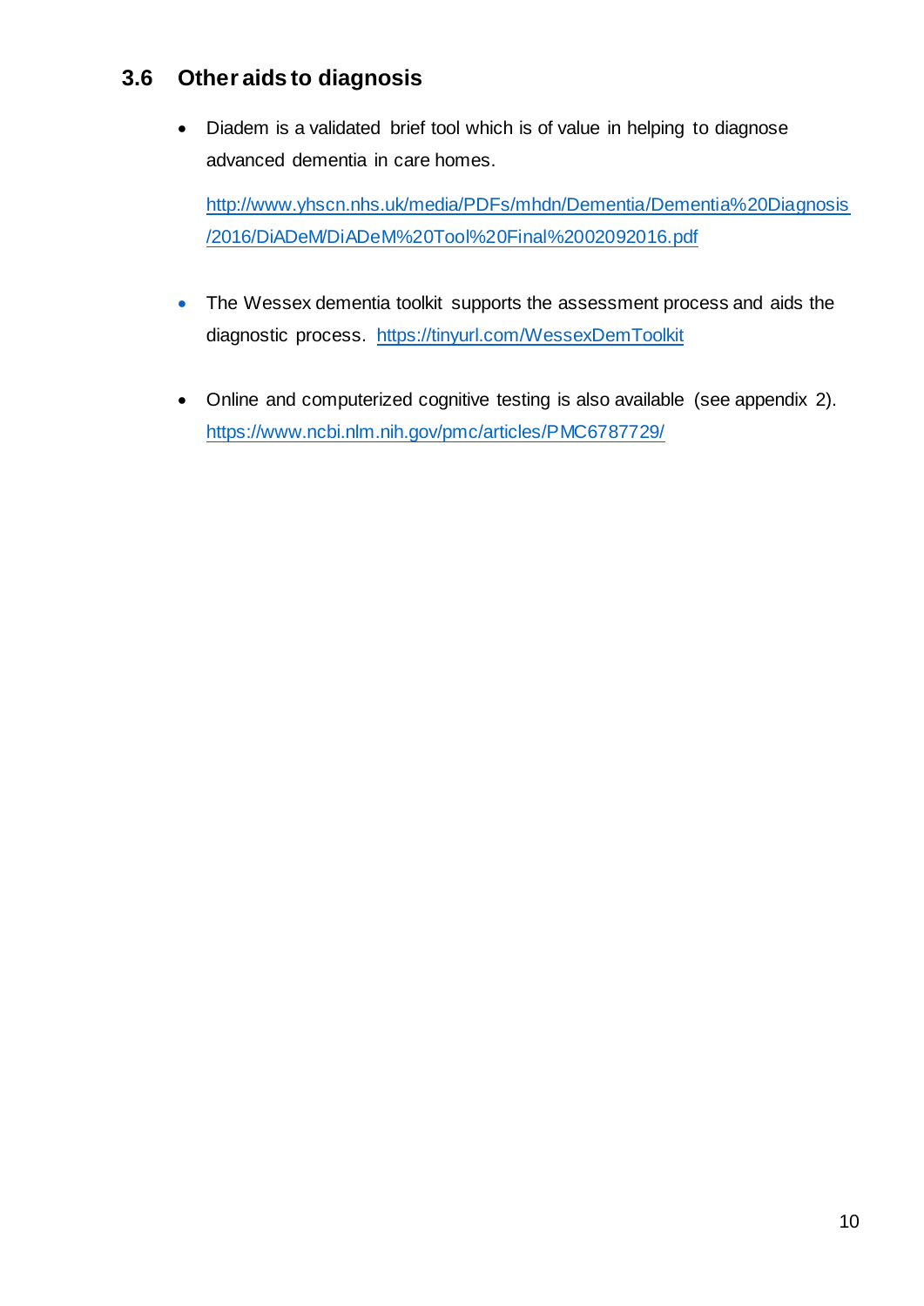### 3.6 Other aids to diagnosis

- Diadem is a validated brief tool which is of value in helping to diagnose advanced dementia in care homes.

  http://www.yhscn.nhs.uk/media/PDFs/mhdn/Dementia/Dementia%20Diagnosis/2016/DiADeM/DiADeM%20Tool%20Final%2002092016.pdf

- The Wessex dementia toolkit supports the assessment process and aids the diagnostic process. https://tinyurl.com/WessexDemToolkit

- Online and computerized cognitive testing is also available (see appendix 2). https://www.ncbi.nlm.nih.gov/pmc/articles/PMC6787729/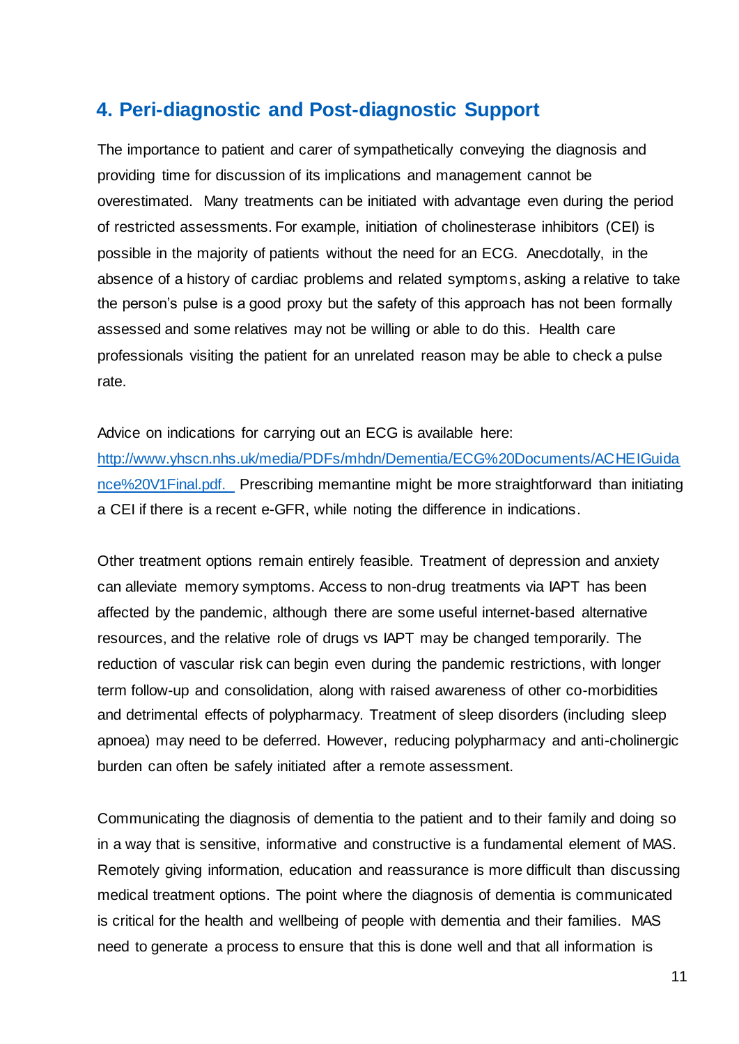## 4. Peri-diagnostic and Post-diagnostic Support

The importance to patient and carer of sympathetically conveying the diagnosis and providing time for discussion of its implications and management cannot be overestimated. Many treatments can be initiated with advantage even during the period of restricted assessments. For example, initiation of cholinesterase inhibitors (CEI) is possible in the majority of patients without the need for an ECG. Anecdotally, in the absence of a history of cardiac problems and related symptoms, asking a relative to take the person's pulse is a good proxy but the safety of this approach has not been formally assessed and some relatives may not be willing or able to do this. Health care professionals visiting the patient for an unrelated reason may be able to check a pulse rate.

Advice on indications for carrying out an ECG is available here: [http://www.yhscn.nhs.uk/media/PDFs/mhdn/Dementia/ECG%20Documents/ACHEIGuidance%20V1Final.pdf.](http://www.yhscn.nhs.uk/media/PDFs/mhdn/Dementia/ECG%20Documents/ACHEIGuidance%20V1Final.pdf) Prescribing memantine might be more straightforward than initiating a CEI if there is a recent e-GFR, while noting the difference in indications.

Other treatment options remain entirely feasible. Treatment of depression and anxiety can alleviate memory symptoms. Access to non-drug treatments via IAPT has been affected by the pandemic, although there are some useful internet-based alternative resources, and the relative role of drugs vs IAPT may be changed temporarily. The reduction of vascular risk can begin even during the pandemic restrictions, with longer term follow-up and consolidation, along with raised awareness of other co-morbidities and detrimental effects of polypharmacy. Treatment of sleep disorders (including sleep apnoea) may need to be deferred. However, reducing polypharmacy and anti-cholinergic burden can often be safely initiated after a remote assessment.

Communicating the diagnosis of dementia to the patient and to their family and doing so in a way that is sensitive, informative and constructive is a fundamental element of MAS. Remotely giving information, education and reassurance is more difficult than discussing medical treatment options. The point where the diagnosis of dementia is communicated is critical for the health and wellbeing of people with dementia and their families. MAS need to generate a process to ensure that this is done well and that all information is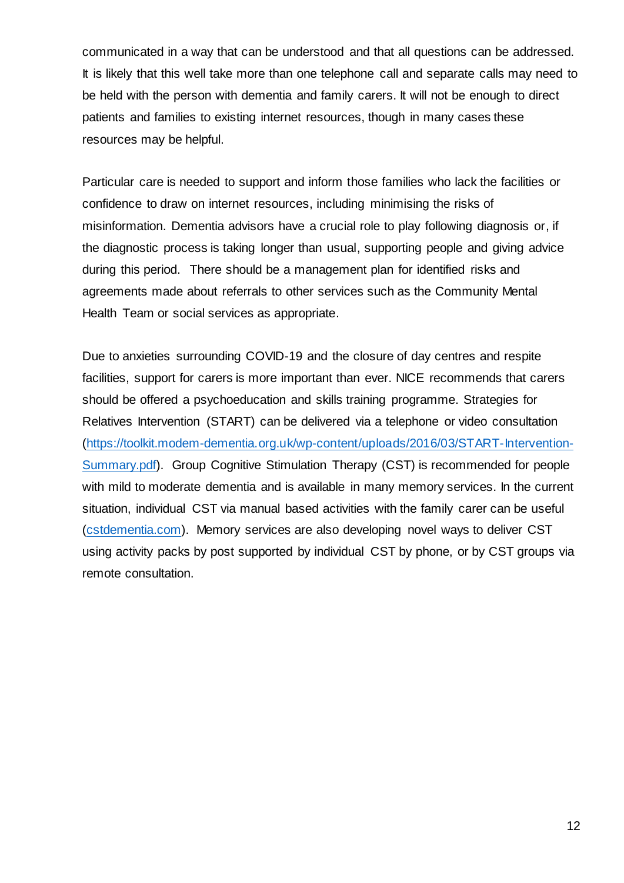communicated in a way that can be understood and that all questions can be addressed. It is likely that this well take more than one telephone call and separate calls may need to be held with the person with dementia and family carers. It will not be enough to direct patients and families to existing internet resources, though in many cases these resources may be helpful.

Particular care is needed to support and inform those families who lack the facilities or confidence to draw on internet resources, including minimising the risks of misinformation. Dementia advisors have a crucial role to play following diagnosis or, if the diagnostic process is taking longer than usual, supporting people and giving advice during this period. There should be a management plan for identified risks and agreements made about referrals to other services such as the Community Mental Health Team or social services as appropriate.

Due to anxieties surrounding COVID-19 and the closure of day centres and respite facilities, support for carers is more important than ever. NICE recommends that carers should be offered a psychoeducation and skills training programme. Strategies for Relatives Intervention (START) can be delivered via a telephone or video consultation ([https://toolkit.modem-dementia.org.uk/wp-content/uploads/2016/03/START-Intervention-Summary.pdf](https://toolkit.modem-dementia.org.uk/wp-content/uploads/2016/03/START-Intervention-Summary.pdf)). Group Cognitive Stimulation Therapy (CST) is recommended for people with mild to moderate dementia and is available in many memory services. In the current situation, individual CST via manual based activities with the family carer can be useful ([cstdementia.com](cstdementia.com)). Memory services are also developing novel ways to deliver CST using activity packs by post supported by individual CST by phone, or by CST groups via remote consultation.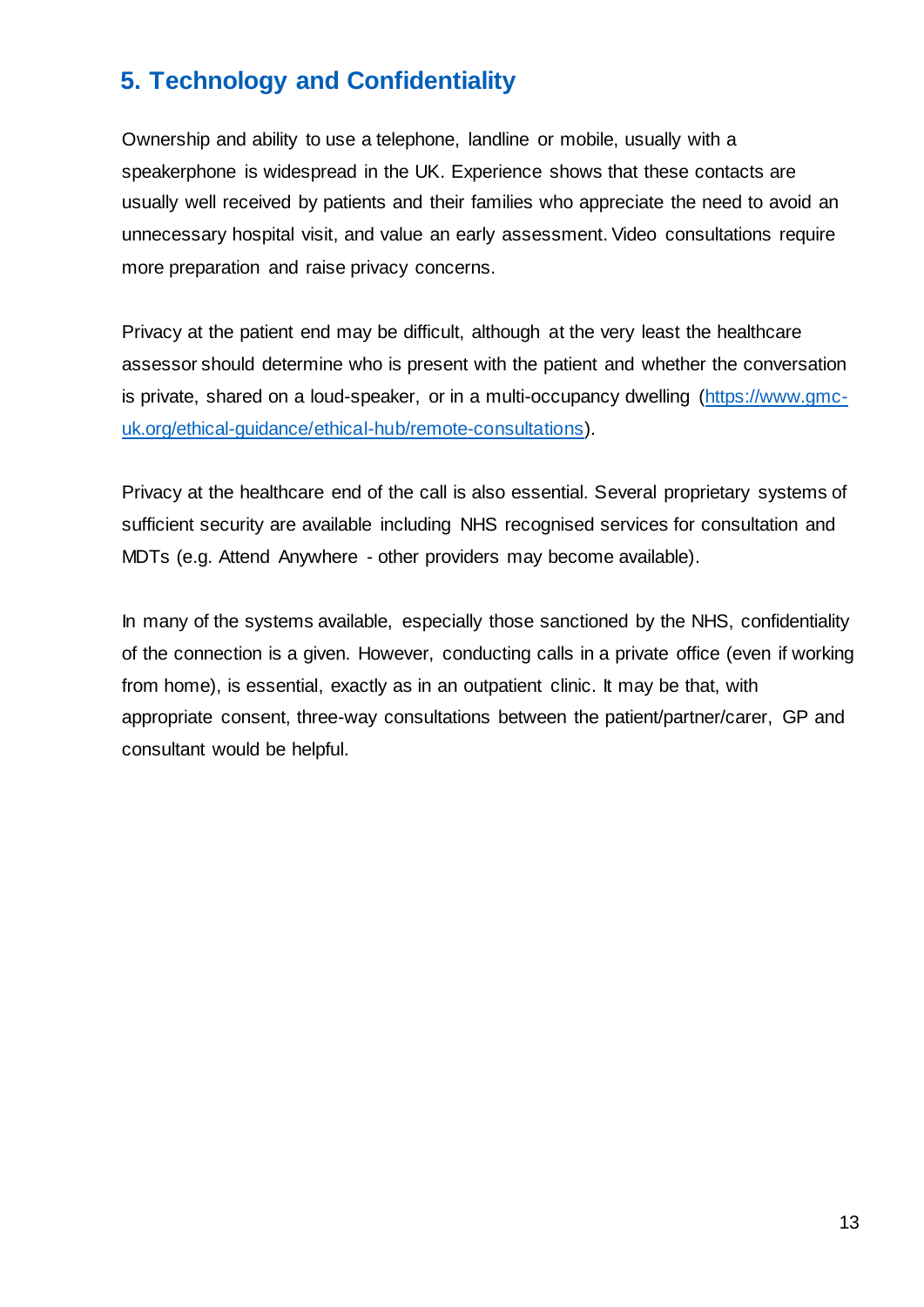## 5. Technology and Confidentiality

Ownership and ability to use a telephone, landline or mobile, usually with a speakerphone is widespread in the UK. Experience shows that these contacts are usually well received by patients and their families who appreciate the need to avoid an unnecessary hospital visit, and value an early assessment. Video consultations require more preparation and raise privacy concerns.

Privacy at the patient end may be difficult, although at the very least the healthcare assessor should determine who is present with the patient and whether the conversation is private, shared on a loud-speaker, or in a multi-occupancy dwelling (https://www.gmc-uk.org/ethical-guidance/ethical-hub/remote-consultations).

Privacy at the healthcare end of the call is also essential. Several proprietary systems of sufficient security are available including NHS recognised services for consultation and MDTs (e.g. Attend Anywhere - other providers may become available).

In many of the systems available, especially those sanctioned by the NHS, confidentiality of the connection is a given. However, conducting calls in a private office (even if working from home), is essential, exactly as in an outpatient clinic. It may be that, with appropriate consent, three-way consultations between the patient/partner/carer, GP and consultant would be helpful.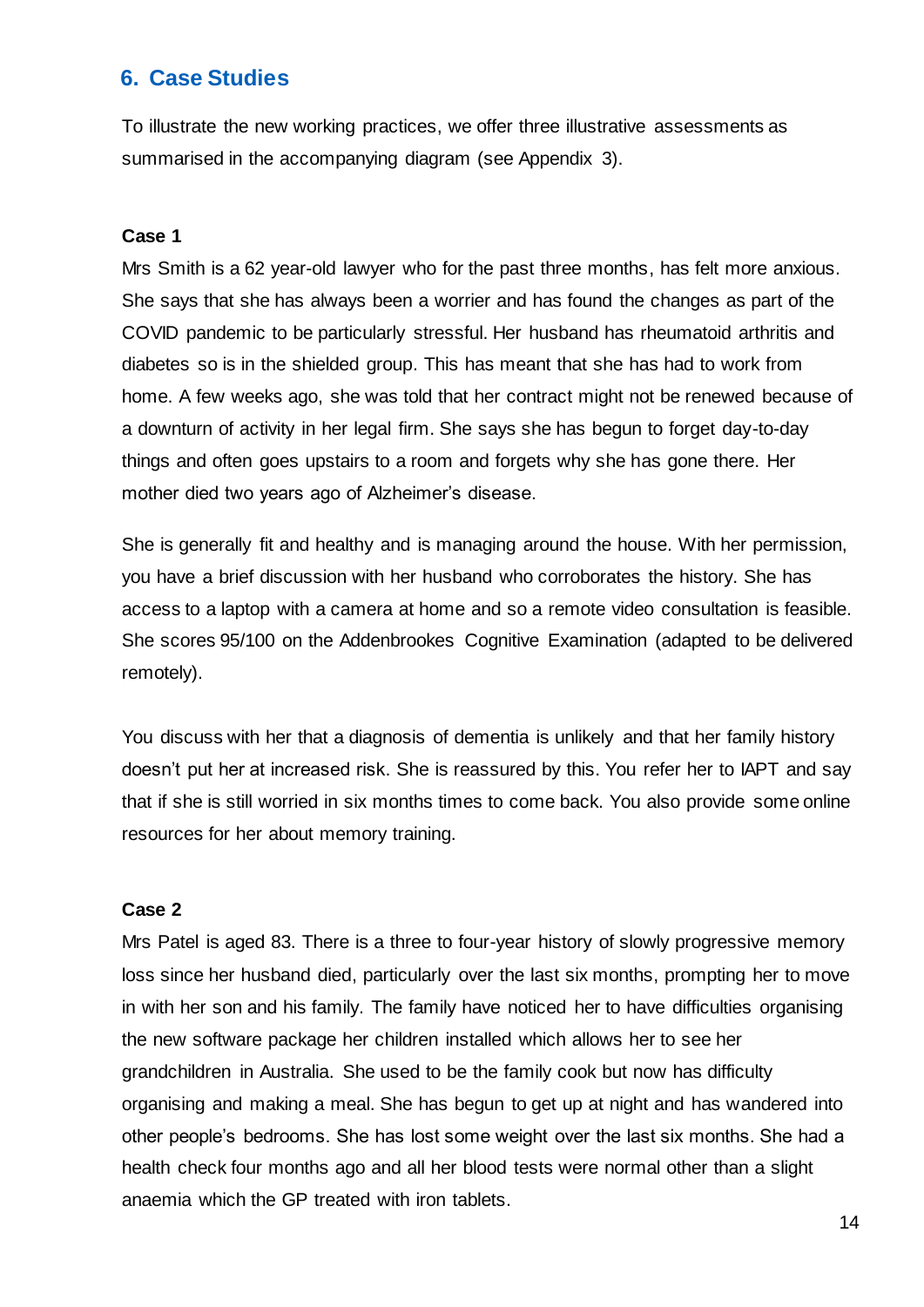## 6. Case Studies

To illustrate the new working practices, we offer three illustrative assessments as summarised in the accompanying diagram (see Appendix 3).

**Case 1**

Mrs Smith is a 62 year-old lawyer who for the past three months, has felt more anxious. She says that she has always been a worrier and has found the changes as part of the COVID pandemic to be particularly stressful. Her husband has rheumatoid arthritis and diabetes so is in the shielded group. This has meant that she has had to work from home. A few weeks ago, she was told that her contract might not be renewed because of a downturn of activity in her legal firm. She says she has begun to forget day-to-day things and often goes upstairs to a room and forgets why she has gone there. Her mother died two years ago of Alzheimer's disease.

She is generally fit and healthy and is managing around the house. With her permission, you have a brief discussion with her husband who corroborates the history. She has access to a laptop with a camera at home and so a remote video consultation is feasible. She scores 95/100 on the Addenbrookes Cognitive Examination (adapted to be delivered remotely).

You discuss with her that a diagnosis of dementia is unlikely and that her family history doesn't put her at increased risk. She is reassured by this. You refer her to IAPT and say that if she is still worried in six months times to come back. You also provide some online resources for her about memory training.

**Case 2**

Mrs Patel is aged 83. There is a three to four-year history of slowly progressive memory loss since her husband died, particularly over the last six months, prompting her to move in with her son and his family. The family have noticed her to have difficulties organising the new software package her children installed which allows her to see her grandchildren in Australia. She used to be the family cook but now has difficulty organising and making a meal. She has begun to get up at night and has wandered into other people's bedrooms. She has lost some weight over the last six months. She had a health check four months ago and all her blood tests were normal other than a slight anaemia which the GP treated with iron tablets.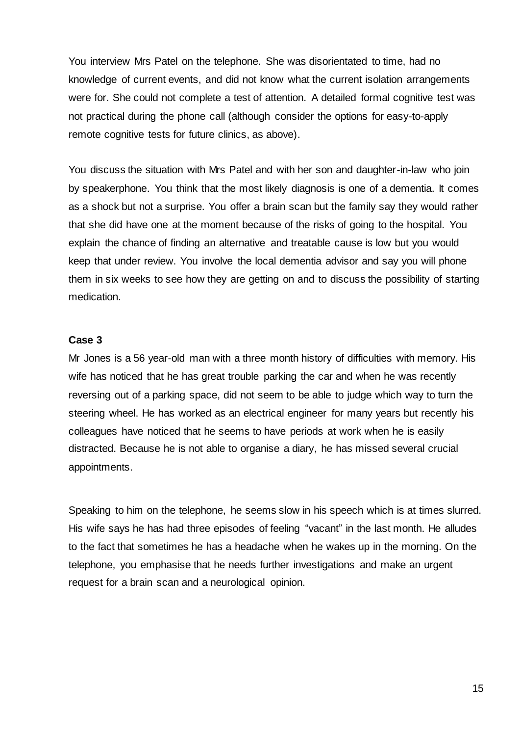You interview Mrs Patel on the telephone. She was disorientated to time, had no knowledge of current events, and did not know what the current isolation arrangements were for. She could not complete a test of attention. A detailed formal cognitive test was not practical during the phone call (although consider the options for easy-to-apply remote cognitive tests for future clinics, as above).

You discuss the situation with Mrs Patel and with her son and daughter-in-law who join by speakerphone. You think that the most likely diagnosis is one of a dementia. It comes as a shock but not a surprise. You offer a brain scan but the family say they would rather that she did have one at the moment because of the risks of going to the hospital. You explain the chance of finding an alternative and treatable cause is low but you would keep that under review. You involve the local dementia advisor and say you will phone them in six weeks to see how they are getting on and to discuss the possibility of starting medication.

**Case 3**

Mr Jones is a 56 year-old man with a three month history of difficulties with memory. His wife has noticed that he has great trouble parking the car and when he was recently reversing out of a parking space, did not seem to be able to judge which way to turn the steering wheel. He has worked as an electrical engineer for many years but recently his colleagues have noticed that he seems to have periods at work when he is easily distracted. Because he is not able to organise a diary, he has missed several crucial appointments.

Speaking to him on the telephone, he seems slow in his speech which is at times slurred. His wife says he has had three episodes of feeling "vacant" in the last month. He alludes to the fact that sometimes he has a headache when he wakes up in the morning. On the telephone, you emphasise that he needs further investigations and make an urgent request for a brain scan and a neurological opinion.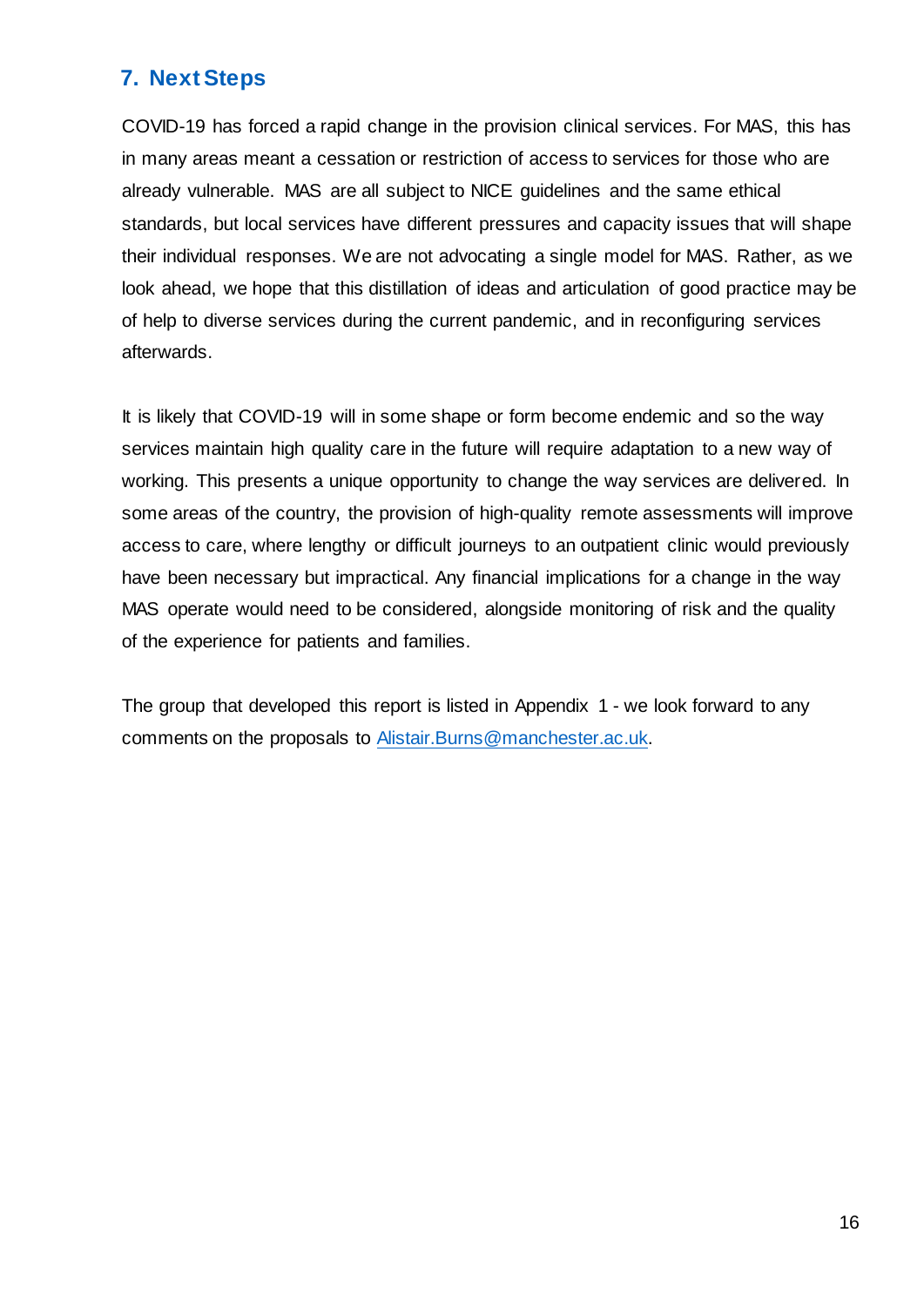## 7. Next Steps

COVID-19 has forced a rapid change in the provision clinical services. For MAS, this has in many areas meant a cessation or restriction of access to services for those who are already vulnerable. MAS are all subject to NICE guidelines and the same ethical standards, but local services have different pressures and capacity issues that will shape their individual responses. We are not advocating a single model for MAS. Rather, as we look ahead, we hope that this distillation of ideas and articulation of good practice may be of help to diverse services during the current pandemic, and in reconfiguring services afterwards.

It is likely that COVID-19 will in some shape or form become endemic and so the way services maintain high quality care in the future will require adaptation to a new way of working. This presents a unique opportunity to change the way services are delivered. In some areas of the country, the provision of high-quality remote assessments will improve access to care, where lengthy or difficult journeys to an outpatient clinic would previously have been necessary but impractical. Any financial implications for a change in the way MAS operate would need to be considered, alongside monitoring of risk and the quality of the experience for patients and families.

The group that developed this report is listed in Appendix 1 - we look forward to any comments on the proposals to [Alistair.Burns@manchester.ac.uk](mailto:Alistair.Burns@manchester.ac.uk).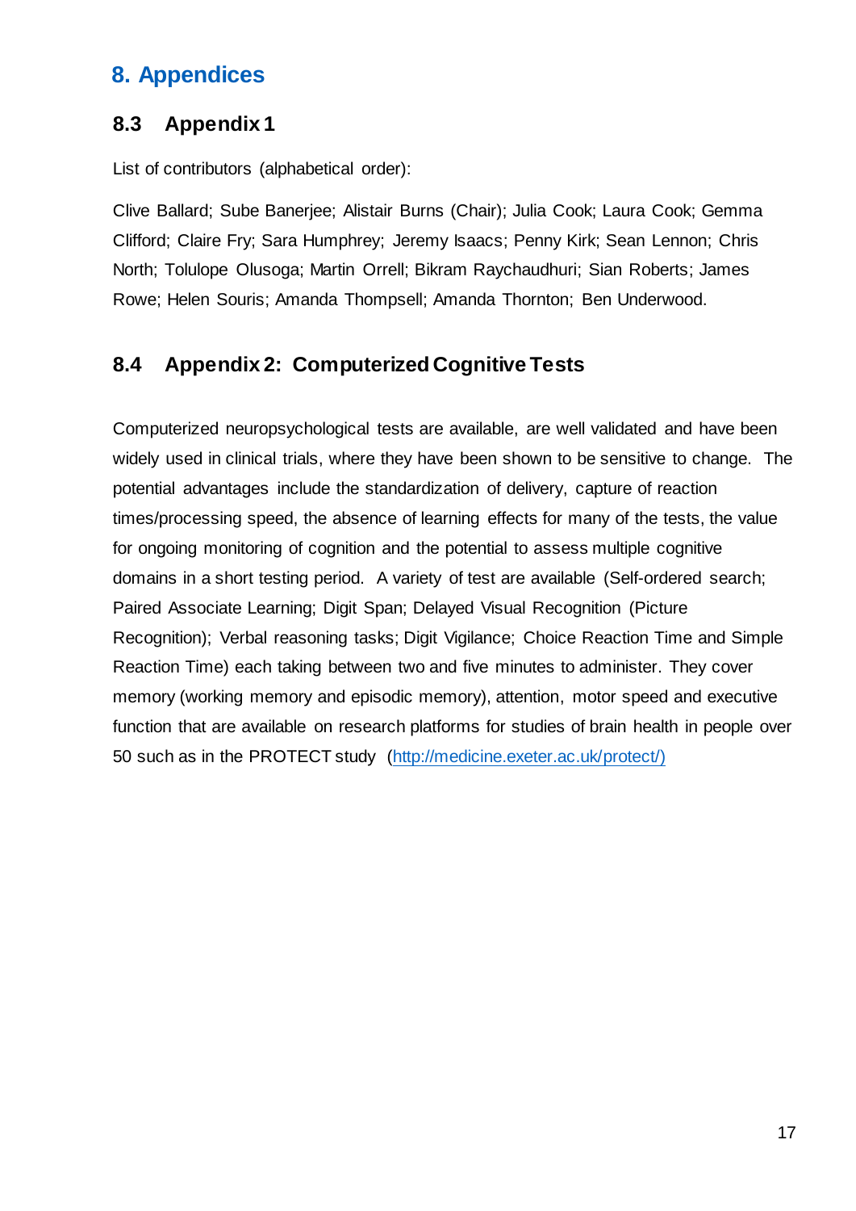# 8. Appendices

## 8.3 Appendix 1

List of contributors (alphabetical order):

Clive Ballard; Sube Banerjee; Alistair Burns (Chair); Julia Cook; Laura Cook; Gemma Clifford; Claire Fry; Sara Humphrey; Jeremy Isaacs; Penny Kirk; Sean Lennon; Chris North; Tolulope Olusoga; Martin Orrell; Bikram Raychaudhuri; Sian Roberts; James Rowe; Helen Souris; Amanda Thompsell; Amanda Thornton; Ben Underwood.

## 8.4 Appendix 2: Computerized Cognitive Tests

Computerized neuropsychological tests are available, are well validated and have been widely used in clinical trials, where they have been shown to be sensitive to change. The potential advantages include the standardization of delivery, capture of reaction times/processing speed, the absence of learning effects for many of the tests, the value for ongoing monitoring of cognition and the potential to assess multiple cognitive domains in a short testing period. A variety of test are available (Self-ordered search; Paired Associate Learning; Digit Span; Delayed Visual Recognition (Picture Recognition); Verbal reasoning tasks; Digit Vigilance; Choice Reaction Time and Simple Reaction Time) each taking between two and five minutes to administer. They cover memory (working memory and episodic memory), attention, motor speed and executive function that are available on research platforms for studies of brain health in people over 50 such as in the PROTECT study (http://medicine.exeter.ac.uk/protect/)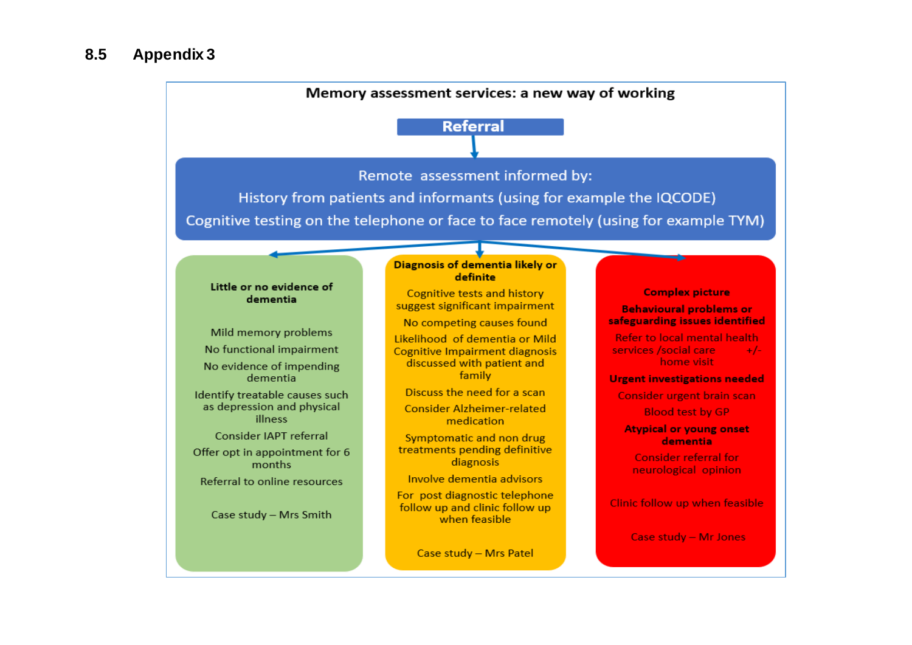## 8.5 Appendix 3

**Memory assessment services: a new way of working**

**Referral**

Remote assessment informed by:

History from patients and informants (using for example the IQCODE)

Cognitive testing on the telephone or face to face remotely (using for example TYM)

**Little or no evidence of dementia**

Mild memory problems

No functional impairment

No evidence of impending dementia

Identify treatable causes such as depression and physical illness

Consider IAPT referral

Offer opt in appointment for 6 months

Referral to online resources

Case study – Mrs Smith

**Diagnosis of dementia likely or definite**

Cognitive tests and history suggest significant impairment

No competing causes found

Likelihood of dementia or Mild Cognitive Impairment diagnosis discussed with patient and family

Discuss the need for a scan

Consider Alzheimer-related medication

Symptomatic and non drug treatments pending definitive diagnosis

Involve dementia advisors

For post diagnostic telephone follow up and clinic follow up when feasible

Case study – Mrs Patel

**Complex picture**

**Behavioural problems or safeguarding issues identified**

Refer to local mental health services /social care +/- home visit

**Urgent investigations needed**

Consider urgent brain scan

Blood test by GP

**Atypical or young onset dementia**

Consider referral for neurological opinion

Clinic follow up when feasible

Case study – Mr Jones